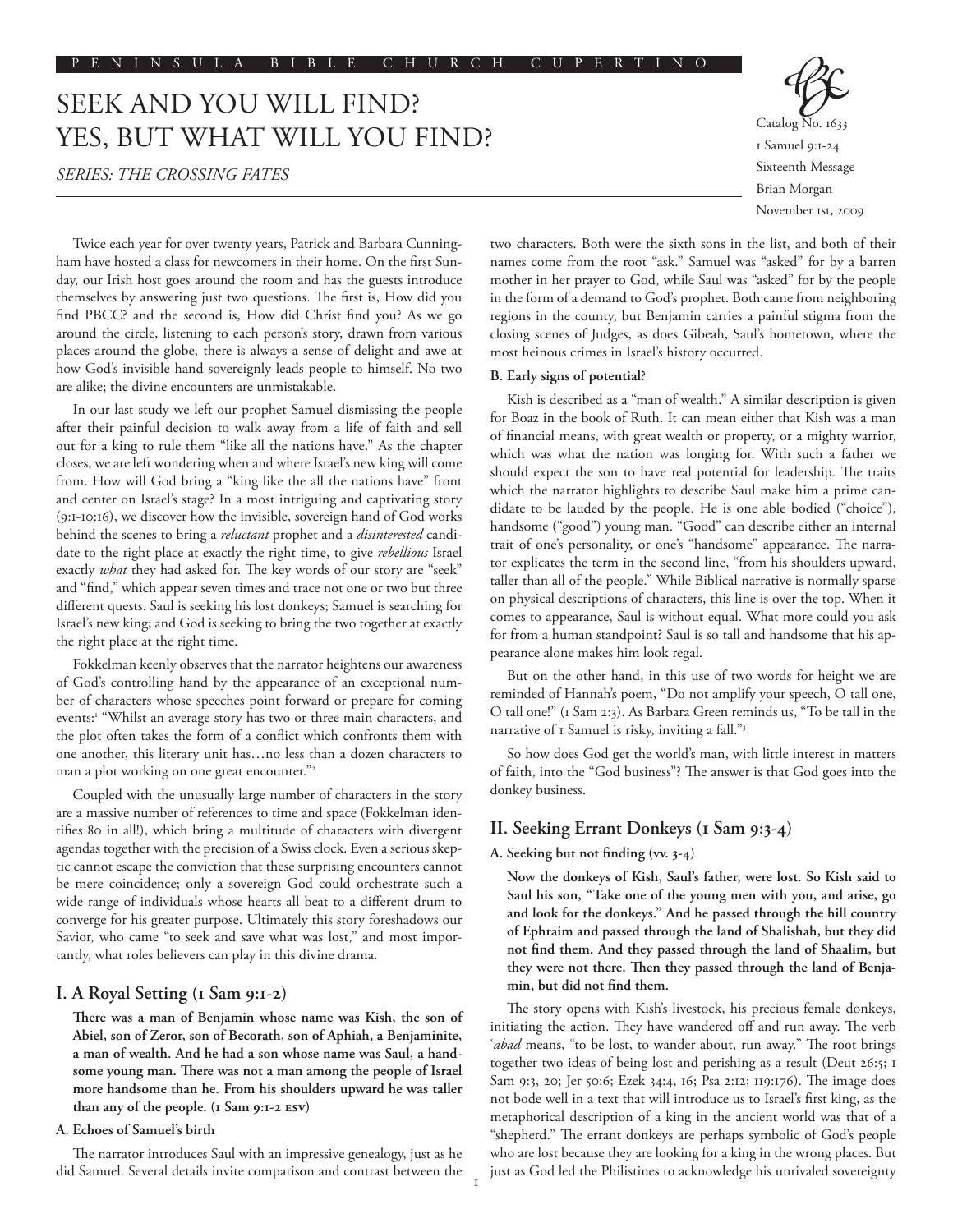# SEEK AND YOU WILL FIND? YES, BUT WHAT WILL YOU FIND?

*SERIES: THE CROSSING FATES*

Catalog No. 1633
1 Samuel 9:1-24
Sixteenth Message
Brian Morgan
November 1st, 2009

Twice each year for over twenty years, Patrick and Barbara Cunningham have hosted a class for newcomers in their home. On the first Sunday, our Irish host goes around the room and has the guests introduce themselves by answering just two questions. The first is, How did you find PBCC? and the second is, How did Christ find you? As we go around the circle, listening to each person's story, drawn from various places around the globe, there is always a sense of delight and awe at how God's invisible hand sovereignly leads people to himself. No two are alike; the divine encounters are unmistakable.

In our last study we left our prophet Samuel dismissing the people after their painful decision to walk away from a life of faith and sell out for a king to rule them "like all the nations have." As the chapter closes, we are left wondering when and where Israel's new king will come from. How will God bring a "king like the all the nations have" front and center on Israel's stage? In a most intriguing and captivating story (9:1-10:16), we discover how the invisible, sovereign hand of God works behind the scenes to bring a *reluctant* prophet and a *disinterested* candidate to the right place at exactly the right time, to give *rebellious* Israel exactly *what* they had asked for. The key words of our story are "seek" and "find," which appear seven times and trace not one or two but three different quests. Saul is seeking his lost donkeys; Samuel is searching for Israel's new king; and God is seeking to bring the two together at exactly the right place at the right time.

Fokkelman keenly observes that the narrator heightens our awareness of God's controlling hand by the appearance of an exceptional number of characters whose speeches point forward or prepare for coming events:[1] "Whilst an average story has two or three main characters, and the plot often takes the form of a conflict which confronts them with one another, this literary unit has…no less than a dozen characters to man a plot working on one great encounter."[2]

Coupled with the unusually large number of characters in the story are a massive number of references to time and space (Fokkelman identifies 80 in all!), which bring a multitude of characters with divergent agendas together with the precision of a Swiss clock. Even a serious skeptic cannot escape the conviction that these surprising encounters cannot be mere coincidence; only a sovereign God could orchestrate such a wide range of individuals whose hearts all beat to a different drum to converge for his greater purpose. Ultimately this story foreshadows our Savior, who came "to seek and save what was lost," and most importantly, what roles believers can play in this divine drama.

## I. A Royal Setting (1 Sam 9:1-2)

**There was a man of Benjamin whose name was Kish, the son of Abiel, son of Zeror, son of Becorath, son of Aphiah, a Benjaminite, a man of wealth. And he had a son whose name was Saul, a handsome young man. There was not a man among the people of Israel more handsome than he. From his shoulders upward he was taller than any of the people. (1 Sam 9:1-2 ESV)**

### A. Echoes of Samuel's birth

The narrator introduces Saul with an impressive genealogy, just as he did Samuel. Several details invite comparison and contrast between the two characters. Both were the sixth sons in the list, and both of their names come from the root "ask." Samuel was "asked" for by a barren mother in her prayer to God, while Saul was "asked" for by the people in the form of a demand to God's prophet. Both came from neighboring regions in the county, but Benjamin carries a painful stigma from the closing scenes of Judges, as does Gibeah, Saul's hometown, where the most heinous crimes in Israel's history occurred.

### B. Early signs of potential?

Kish is described as a "man of wealth." A similar description is given for Boaz in the book of Ruth. It can mean either that Kish was a man of financial means, with great wealth or property, or a mighty warrior, which was what the nation was longing for. With such a father we should expect the son to have real potential for leadership. The traits which the narrator highlights to describe Saul make him a prime candidate to be lauded by the people. He is one able bodied ("choice"), handsome ("good") young man. "Good" can describe either an internal trait of one's personality, or one's "handsome" appearance. The narrator explicates the term in the second line, "from his shoulders upward, taller than all of the people." While Biblical narrative is normally sparse on physical descriptions of characters, this line is over the top. When it comes to appearance, Saul is without equal. What more could you ask for from a human standpoint? Saul is so tall and handsome that his appearance alone makes him look regal.

But on the other hand, in this use of two words for height we are reminded of Hannah's poem, "Do not amplify your speech, O tall one, O tall one!" (1 Sam 2:3). As Barbara Green reminds us, "To be tall in the narrative of 1 Samuel is risky, inviting a fall."[3]

So how does God get the world's man, with little interest in matters of faith, into the "God business"? The answer is that God goes into the donkey business.

## II. Seeking Errant Donkeys (1 Sam 9:3-4)

### A. Seeking but not finding (vv. 3-4)

**Now the donkeys of Kish, Saul's father, were lost. So Kish said to Saul his son, "Take one of the young men with you, and arise, go and look for the donkeys." And he passed through the hill country of Ephraim and passed through the land of Shalishah, but they did not find them. And they passed through the land of Shaalim, but they were not there. Then they passed through the land of Benjamin, but did not find them.**

The story opens with Kish's livestock, his precious female donkeys, initiating the action. They have wandered off and run away. The verb '*abad* means, "to be lost, to wander about, run away." The root brings together two ideas of being lost and perishing as a result (Deut 26:5; 1 Sam 9:3, 20; Jer 50:6; Ezek 34:4, 16; Psa 2:12; 119:176). The image does not bode well in a text that will introduce us to Israel's first king, as the metaphorical description of a king in the ancient world was that of a "shepherd." The errant donkeys are perhaps symbolic of God's people who are lost because they are looking for a king in the wrong places. But just as God led the Philistines to acknowledge his unrivaled sovereignty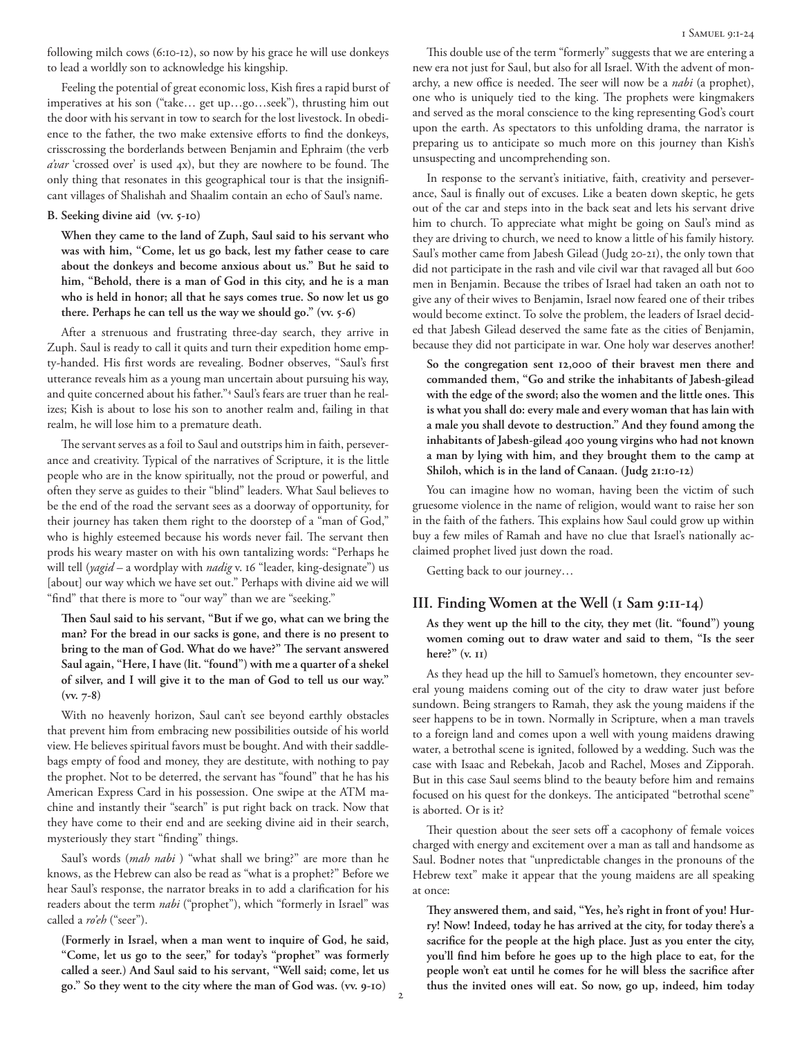following milch cows (6:10-12), so now by his grace he will use donkeys to lead a worldly son to acknowledge his kingship.

Feeling the potential of great economic loss, Kish fires a rapid burst of imperatives at his son ("take… get up…go…seek"), thrusting him out the door with his servant in tow to search for the lost livestock. In obedience to the father, the two make extensive efforts to find the donkeys, crisscrossing the borderlands between Benjamin and Ephraim (the verb *a'var* 'crossed over' is used 4x), but they are nowhere to be found. The only thing that resonates in this geographical tour is that the insignificant villages of Shalishah and Shaalim contain an echo of Saul's name.

**B. Seeking divine aid (vv. 5-10)**

**When they came to the land of Zuph, Saul said to his servant who was with him, "Come, let us go back, lest my father cease to care about the donkeys and become anxious about us." But he said to him, "Behold, there is a man of God in this city, and he is a man who is held in honor; all that he says comes true. So now let us go there. Perhaps he can tell us the way we should go." (vv. 5-6)**

After a strenuous and frustrating three-day search, they arrive in Zuph. Saul is ready to call it quits and turn their expedition home empty-handed. His first words are revealing. Bodner observes, "Saul's first utterance reveals him as a young man uncertain about pursuing his way, and quite concerned about his father."[4] Saul's fears are truer than he realizes; Kish is about to lose his son to another realm and, failing in that realm, he will lose him to a premature death.

The servant serves as a foil to Saul and outstrips him in faith, perseverance and creativity. Typical of the narratives of Scripture, it is the little people who are in the know spiritually, not the proud or powerful, and often they serve as guides to their "blind" leaders. What Saul believes to be the end of the road the servant sees as a doorway of opportunity, for their journey has taken them right to the doorstep of a "man of God," who is highly esteemed because his words never fail. The servant then prods his weary master on with his own tantalizing words: "Perhaps he will tell (*yagid* – a wordplay with *nadig* v. 16 "leader, king-designate") us [about] our way which we have set out." Perhaps with divine aid we will "find" that there is more to "our way" than we are "seeking."

**Then Saul said to his servant, "But if we go, what can we bring the man? For the bread in our sacks is gone, and there is no present to bring to the man of God. What do we have?" The servant answered Saul again, "Here, I have (lit. "found") with me a quarter of a shekel of silver, and I will give it to the man of God to tell us our way." (vv. 7-8)**

With no heavenly horizon, Saul can't see beyond earthly obstacles that prevent him from embracing new possibilities outside of his world view. He believes spiritual favors must be bought. And with their saddlebags empty of food and money, they are destitute, with nothing to pay the prophet. Not to be deterred, the servant has "found" that he has his American Express Card in his possession. One swipe at the ATM machine and instantly their "search" is put right back on track. Now that they have come to their end and are seeking divine aid in their search, mysteriously they start "finding" things.

Saul's words (*mah nabi* ) "what shall we bring?" are more than he knows, as the Hebrew can also be read as "what is a prophet?" Before we hear Saul's response, the narrator breaks in to add a clarification for his readers about the term *nabi* ("prophet"), which "formerly in Israel" was called a *ro'eh* ("seer").

**(Formerly in Israel, when a man went to inquire of God, he said, "Come, let us go to the seer," for today's "prophet" was formerly called a seer.) And Saul said to his servant, "Well said; come, let us go." So they went to the city where the man of God was. (vv. 9-10)**

This double use of the term "formerly" suggests that we are entering a new era not just for Saul, but also for all Israel. With the advent of monarchy, a new office is needed. The seer will now be a *nabi* (a prophet), one who is uniquely tied to the king. The prophets were kingmakers and served as the moral conscience to the king representing God's court upon the earth. As spectators to this unfolding drama, the narrator is preparing us to anticipate so much more on this journey than Kish's unsuspecting and uncomprehending son.

In response to the servant's initiative, faith, creativity and perseverance, Saul is finally out of excuses. Like a beaten down skeptic, he gets out of the car and steps into in the back seat and lets his servant drive him to church. To appreciate what might be going on Saul's mind as they are driving to church, we need to know a little of his family history. Saul's mother came from Jabesh Gilead (Judg 20-21), the only town that did not participate in the rash and vile civil war that ravaged all but 600 men in Benjamin. Because the tribes of Israel had taken an oath not to give any of their wives to Benjamin, Israel now feared one of their tribes would become extinct. To solve the problem, the leaders of Israel decided that Jabesh Gilead deserved the same fate as the cities of Benjamin, because they did not participate in war. One holy war deserves another!

**So the congregation sent 12,000 of their bravest men there and commanded them, "Go and strike the inhabitants of Jabesh-gilead with the edge of the sword; also the women and the little ones. This is what you shall do: every male and every woman that has lain with a male you shall devote to destruction." And they found among the inhabitants of Jabesh-gilead 400 young virgins who had not known a man by lying with him, and they brought them to the camp at Shiloh, which is in the land of Canaan. (Judg 21:10-12)**

You can imagine how no woman, having been the victim of such gruesome violence in the name of religion, would want to raise her son in the faith of the fathers. This explains how Saul could grow up within buy a few miles of Ramah and have no clue that Israel's nationally acclaimed prophet lived just down the road.

Getting back to our journey…

## III. Finding Women at the Well (1 Sam 9:11-14)

**As they went up the hill to the city, they met (lit. "found") young women coming out to draw water and said to them, "Is the seer here?" (v. 11)**

As they head up the hill to Samuel's hometown, they encounter several young maidens coming out of the city to draw water just before sundown. Being strangers to Ramah, they ask the young maidens if the seer happens to be in town. Normally in Scripture, when a man travels to a foreign land and comes upon a well with young maidens drawing water, a betrothal scene is ignited, followed by a wedding. Such was the case with Isaac and Rebekah, Jacob and Rachel, Moses and Zipporah. But in this case Saul seems blind to the beauty before him and remains focused on his quest for the donkeys. The anticipated "betrothal scene" is aborted. Or is it?

Their question about the seer sets off a cacophony of female voices charged with energy and excitement over a man as tall and handsome as Saul. Bodner notes that "unpredictable changes in the pronouns of the Hebrew text" make it appear that the young maidens are all speaking at once:

**They answered them, and said, "Yes, he's right in front of you! Hurry! Now! Indeed, today he has arrived at the city, for today there's a sacrifice for the people at the high place. Just as you enter the city, you'll find him before he goes up to the high place to eat, for the people won't eat until he comes for he will bless the sacrifice after thus the invited ones will eat. So now, go up, indeed, him today**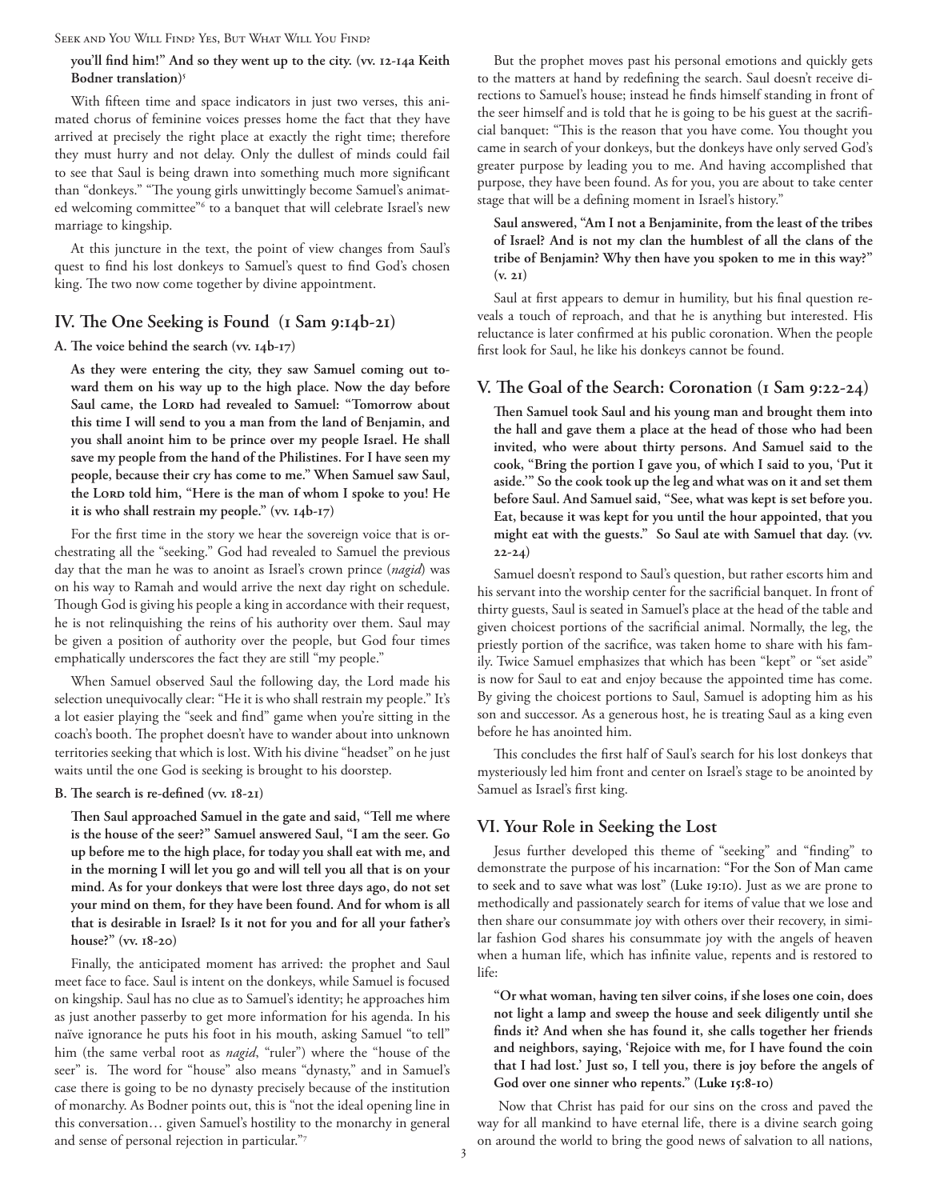**you'll find him!" And so they went up to the city. (vv. 12-14a Keith Bodner translation)**[5]

With fifteen time and space indicators in just two verses, this animated chorus of feminine voices presses home the fact that they have arrived at precisely the right place at exactly the right time; therefore they must hurry and not delay. Only the dullest of minds could fail to see that Saul is being drawn into something much more significant than "donkeys." "The young girls unwittingly become Samuel's animated welcoming committee"[6] to a banquet that will celebrate Israel's new marriage to kingship.

At this juncture in the text, the point of view changes from Saul's quest to find his lost donkeys to Samuel's quest to find God's chosen king. The two now come together by divine appointment.

## IV. The One Seeking is Found (1 Sam 9:14b-21)

### A. The voice behind the search (vv. 14b-17)

> **As they were entering the city, they saw Samuel coming out toward them on his way up to the high place. Now the day before Saul came, the Lord had revealed to Samuel: "Tomorrow about this time I will send to you a man from the land of Benjamin, and you shall anoint him to be prince over my people Israel. He shall save my people from the hand of the Philistines. For I have seen my people, because their cry has come to me." When Samuel saw Saul, the Lord told him, "Here is the man of whom I spoke to you! He it is who shall restrain my people." (vv. 14b-17)**

For the first time in the story we hear the sovereign voice that is orchestrating all the "seeking." God had revealed to Samuel the previous day that the man he was to anoint as Israel's crown prince (*nagid*) was on his way to Ramah and would arrive the next day right on schedule. Though God is giving his people a king in accordance with their request, he is not relinquishing the reins of his authority over them. Saul may be given a position of authority over the people, but God four times emphatically underscores the fact they are still "my people."

When Samuel observed Saul the following day, the Lord made his selection unequivocally clear: "He it is who shall restrain my people." It's a lot easier playing the "seek and find" game when you're sitting in the coach's booth. The prophet doesn't have to wander about into unknown territories seeking that which is lost. With his divine "headset" on he just waits until the one God is seeking is brought to his doorstep.

### B. The search is re-defined (vv. 18-21)

> **Then Saul approached Samuel in the gate and said, "Tell me where is the house of the seer?" Samuel answered Saul, "I am the seer. Go up before me to the high place, for today you shall eat with me, and in the morning I will let you go and will tell you all that is on your mind. As for your donkeys that were lost three days ago, do not set your mind on them, for they have been found. And for whom is all that is desirable in Israel? Is it not for you and for all your father's house?" (vv. 18-20)**

Finally, the anticipated moment has arrived: the prophet and Saul meet face to face. Saul is intent on the donkeys, while Samuel is focused on kingship. Saul has no clue as to Samuel's identity; he approaches him as just another passerby to get more information for his agenda. In his naïve ignorance he puts his foot in his mouth, asking Samuel "to tell" him (the same verbal root as *nagid*, "ruler") where the "house of the seer" is. The word for "house" also means "dynasty," and in Samuel's case there is going to be no dynasty precisely because of the institution of monarchy. As Bodner points out, this is "not the ideal opening line in this conversation… given Samuel's hostility to the monarchy in general and sense of personal rejection in particular."[7]

But the prophet moves past his personal emotions and quickly gets to the matters at hand by redefining the search. Saul doesn't receive directions to Samuel's house; instead he finds himself standing in front of the seer himself and is told that he is going to be his guest at the sacrificial banquet: "This is the reason that you have come. You thought you came in search of your donkeys, but the donkeys have only served God's greater purpose by leading you to me. And having accomplished that purpose, they have been found. As for you, you are about to take center stage that will be a defining moment in Israel's history."

> **Saul answered, "Am I not a Benjaminite, from the least of the tribes of Israel? And is not my clan the humblest of all the clans of the tribe of Benjamin? Why then have you spoken to me in this way?" (v. 21)**

Saul at first appears to demur in humility, but his final question reveals a touch of reproach, and that he is anything but interested. His reluctance is later confirmed at his public coronation. When the people first look for Saul, he like his donkeys cannot be found.

## V. The Goal of the Search: Coronation (1 Sam 9:22-24)

> **Then Samuel took Saul and his young man and brought them into the hall and gave them a place at the head of those who had been invited, who were about thirty persons. And Samuel said to the cook, "Bring the portion I gave you, of which I said to you, 'Put it aside.'" So the cook took up the leg and what was on it and set them before Saul. And Samuel said, "See, what was kept is set before you. Eat, because it was kept for you until the hour appointed, that you might eat with the guests." So Saul ate with Samuel that day. (vv. 22-24)**

Samuel doesn't respond to Saul's question, but rather escorts him and his servant into the worship center for the sacrificial banquet. In front of thirty guests, Saul is seated in Samuel's place at the head of the table and given choicest portions of the sacrificial animal. Normally, the leg, the priestly portion of the sacrifice, was taken home to share with his family. Twice Samuel emphasizes that which has been "kept" or "set aside" is now for Saul to eat and enjoy because the appointed time has come. By giving the choicest portions to Saul, Samuel is adopting him as his son and successor. As a generous host, he is treating Saul as a king even before he has anointed him.

This concludes the first half of Saul's search for his lost donkeys that mysteriously led him front and center on Israel's stage to be anointed by Samuel as Israel's first king.

## VI. Your Role in Seeking the Lost

Jesus further developed this theme of "seeking" and "finding" to demonstrate the purpose of his incarnation: "For the Son of Man came to seek and to save what was lost" (Luke 19:10). Just as we are prone to methodically and passionately search for items of value that we lose and then share our consummate joy with others over their recovery, in similar fashion God shares his consummate joy with the angels of heaven when a human life, which has infinite value, repents and is restored to life:

> **"Or what woman, having ten silver coins, if she loses one coin, does not light a lamp and sweep the house and seek diligently until she finds it? And when she has found it, she calls together her friends and neighbors, saying, 'Rejoice with me, for I have found the coin that I had lost.' Just so, I tell you, there is joy before the angels of God over one sinner who repents." (Luke 15:8-10)**

Now that Christ has paid for our sins on the cross and paved the way for all mankind to have eternal life, there is a divine search going on around the world to bring the good news of salvation to all nations,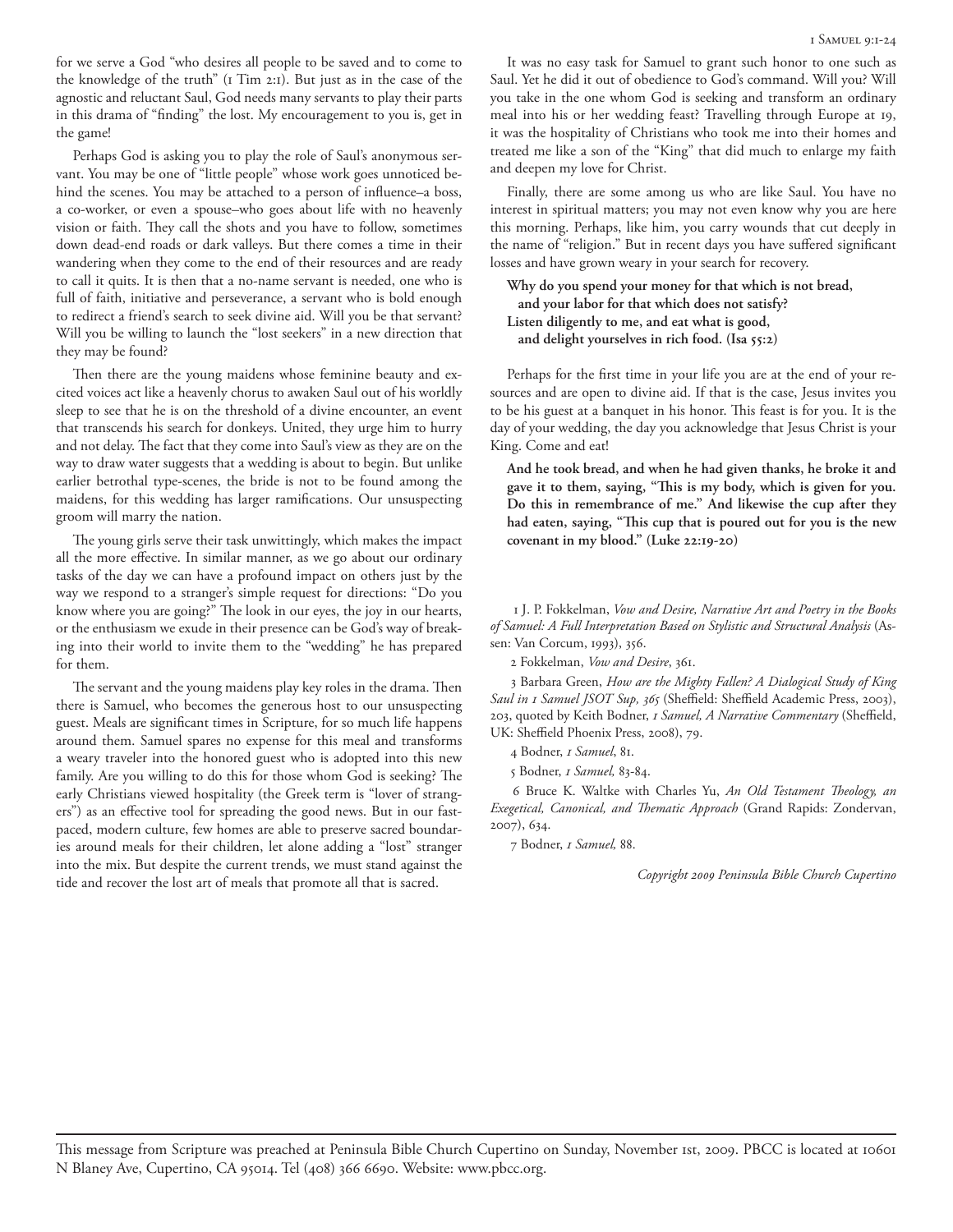for we serve a God "who desires all people to be saved and to come to the knowledge of the truth" (1 Tim 2:1). But just as in the case of the agnostic and reluctant Saul, God needs many servants to play their parts in this drama of "finding" the lost. My encouragement to you is, get in the game!

Perhaps God is asking you to play the role of Saul's anonymous servant. You may be one of "little people" whose work goes unnoticed behind the scenes. You may be attached to a person of influence–a boss, a co-worker, or even a spouse–who goes about life with no heavenly vision or faith. They call the shots and you have to follow, sometimes down dead-end roads or dark valleys. But there comes a time in their wandering when they come to the end of their resources and are ready to call it quits. It is then that a no-name servant is needed, one who is full of faith, initiative and perseverance, a servant who is bold enough to redirect a friend's search to seek divine aid. Will you be that servant? Will you be willing to launch the "lost seekers" in a new direction that they may be found?

Then there are the young maidens whose feminine beauty and excited voices act like a heavenly chorus to awaken Saul out of his worldly sleep to see that he is on the threshold of a divine encounter, an event that transcends his search for donkeys. United, they urge him to hurry and not delay. The fact that they come into Saul's view as they are on the way to draw water suggests that a wedding is about to begin. But unlike earlier betrothal type-scenes, the bride is not to be found among the maidens, for this wedding has larger ramifications. Our unsuspecting groom will marry the nation.

The young girls serve their task unwittingly, which makes the impact all the more effective. In similar manner, as we go about our ordinary tasks of the day we can have a profound impact on others just by the way we respond to a stranger's simple request for directions: "Do you know where you are going?" The look in our eyes, the joy in our hearts, or the enthusiasm we exude in their presence can be God's way of breaking into their world to invite them to the "wedding" he has prepared for them.

The servant and the young maidens play key roles in the drama. Then there is Samuel, who becomes the generous host to our unsuspecting guest. Meals are significant times in Scripture, for so much life happens around them. Samuel spares no expense for this meal and transforms a weary traveler into the honored guest who is adopted into this new family. Are you willing to do this for those whom God is seeking? The early Christians viewed hospitality (the Greek term is "lover of strangers") as an effective tool for spreading the good news. But in our fast-paced, modern culture, few homes are able to preserve sacred boundaries around meals for their children, let alone adding a "lost" stranger into the mix. But despite the current trends, we must stand against the tide and recover the lost art of meals that promote all that is sacred.

It was no easy task for Samuel to grant such honor to one such as Saul. Yet he did it out of obedience to God's command. Will you? Will you take in the one whom God is seeking and transform an ordinary meal into his or her wedding feast? Travelling through Europe at 19, it was the hospitality of Christians who took me into their homes and treated me like a son of the "King" that did much to enlarge my faith and deepen my love for Christ.

Finally, there are some among us who are like Saul. You have no interest in spiritual matters; you may not even know why you are here this morning. Perhaps, like him, you carry wounds that cut deeply in the name of "religion." But in recent days you have suffered significant losses and have grown weary in your search for recovery.

> **Why do you spend your money for that which is not bread,**
> **and your labor for that which does not satisfy?**
> **Listen diligently to me, and eat what is good,**
> **and delight yourselves in rich food. (Isa 55:2)**

Perhaps for the first time in your life you are at the end of your resources and are open to divine aid. If that is the case, Jesus invites you to be his guest at a banquet in his honor. This feast is for you. It is the day of your wedding, the day you acknowledge that Jesus Christ is your King. Come and eat!

> **And he took bread, and when he had given thanks, he broke it and gave it to them, saying, "This is my body, which is given for you. Do this in remembrance of me." And likewise the cup after they had eaten, saying, "This cup that is poured out for you is the new covenant in my blood." (Luke 22:19-20)**

1 J. P. Fokkelman, *Vow and Desire, Narrative Art and Poetry in the Books of Samuel: A Full Interpretation Based on Stylistic and Structural Analysis* (Assen: Van Corcum, 1993), 356.

2 Fokkelman, *Vow and Desire*, 361.

3 Barbara Green, *How are the Mighty Fallen? A Dialogical Study of King Saul in 1 Samuel JSOT Sup, 365* (Sheffield: Sheffield Academic Press, 2003), 203, quoted by Keith Bodner, *1 Samuel, A Narrative Commentary* (Sheffield, UK: Sheffield Phoenix Press, 2008), 79.

4 Bodner, *1 Samuel*, 81.

5 Bodner, *1 Samuel,* 83-84.

6 Bruce K. Waltke with Charles Yu, *An Old Testament Theology, an Exegetical, Canonical, and Thematic Approach* (Grand Rapids: Zondervan, 2007), 634.

7 Bodner, *1 Samuel,* 88.

*Copyright 2009 Peninsula Bible Church Cupertino*

This message from Scripture was preached at Peninsula Bible Church Cupertino on Sunday, November 1st, 2009. PBCC is located at 10601 N Blaney Ave, Cupertino, CA 95014. Tel (408) 366 6690. Website: www.pbcc.org.